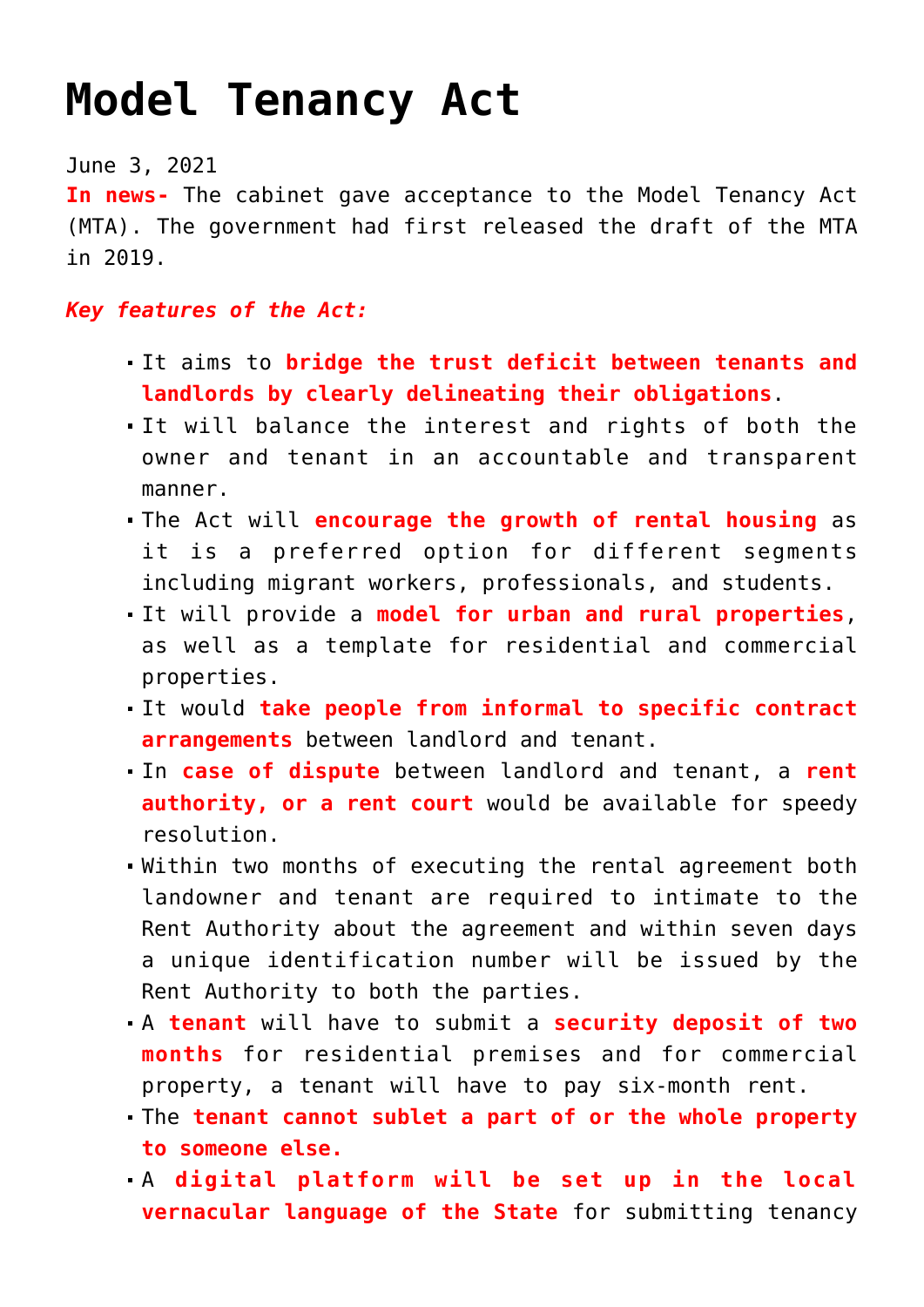# Model Tenancy Act

June 3, 2021

**In news-** The cabinet gave acceptance to the Model Tenancy Act (MTA). The government had first released the draft of the MTA in 2019.

***Key features of the Act:***

- It aims to **bridge the trust deficit between tenants and landlords by clearly delineating their obligations**.
- It will balance the interest and rights of both the owner and tenant in an accountable and transparent manner.
- The Act will **encourage the growth of rental housing** as it is a preferred option for different segments including migrant workers, professionals, and students.
- It will provide a **model for urban and rural properties**, as well as a template for residential and commercial properties.
- It would **take people from informal to specific contract arrangements** between landlord and tenant.
- In **case of dispute** between landlord and tenant, a **rent authority, or a rent court** would be available for speedy resolution.
- Within two months of executing the rental agreement both landowner and tenant are required to intimate to the Rent Authority about the agreement and within seven days a unique identification number will be issued by the Rent Authority to both the parties.
- A **tenant** will have to submit a **security deposit of two months** for residential premises and for commercial property, a tenant will have to pay six-month rent.
- The **tenant cannot sublet a part of or the whole property to someone else.**
- A **digital platform will be set up in the local vernacular language of the State** for submitting tenancy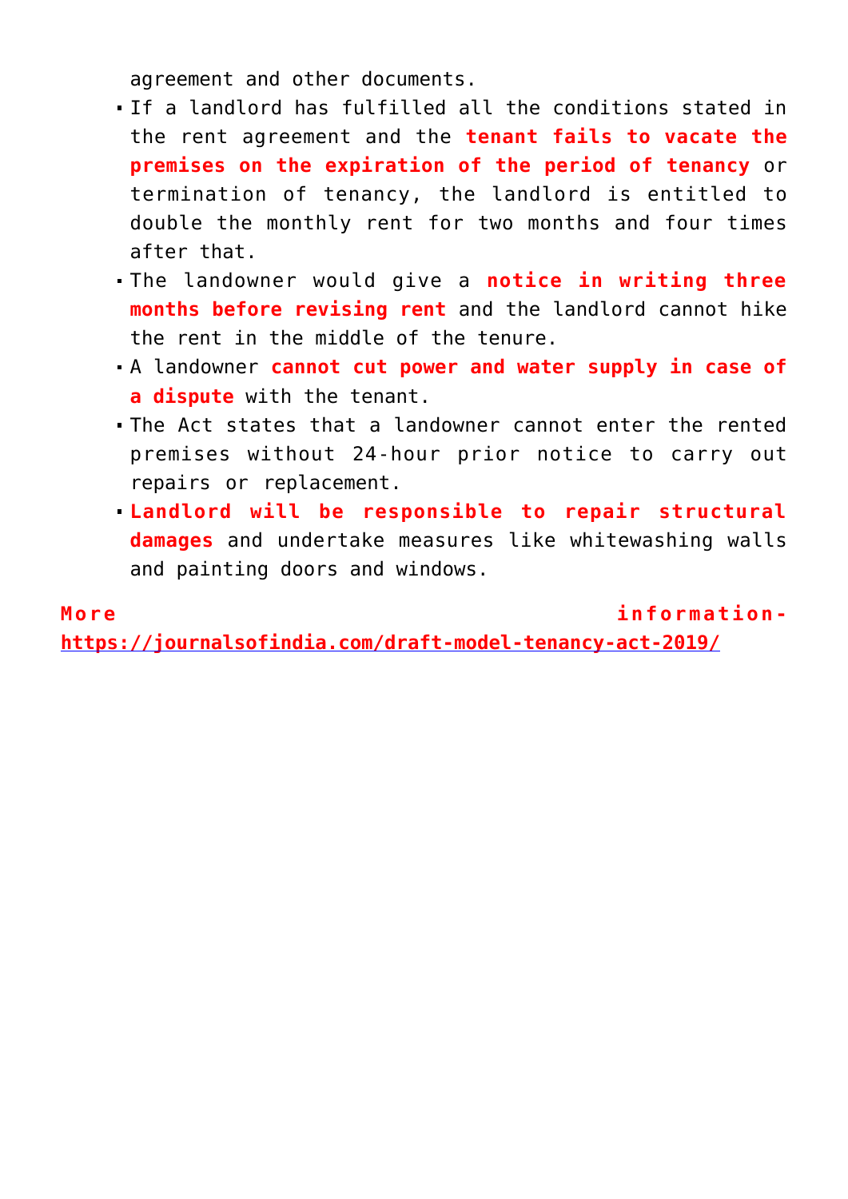agreement and other documents.

- If a landlord has fulfilled all the conditions stated in the rent agreement and the **tenant fails to vacate the premises on the expiration of the period of tenancy** or termination of tenancy, the landlord is entitled to double the monthly rent for two months and four times after that.
- The landowner would give a **notice in writing three months before revising rent** and the landlord cannot hike the rent in the middle of the tenure.
- A landowner **cannot cut power and water supply in case of a dispute** with the tenant.
- The Act states that a landowner cannot enter the rented premises without 24-hour prior notice to carry out repairs or replacement.
- **Landlord will be responsible to repair structural damages** and undertake measures like whitewashing walls and painting doors and windows.

**More information- https://journalsofindia.com/draft-model-tenancy-act-2019/**